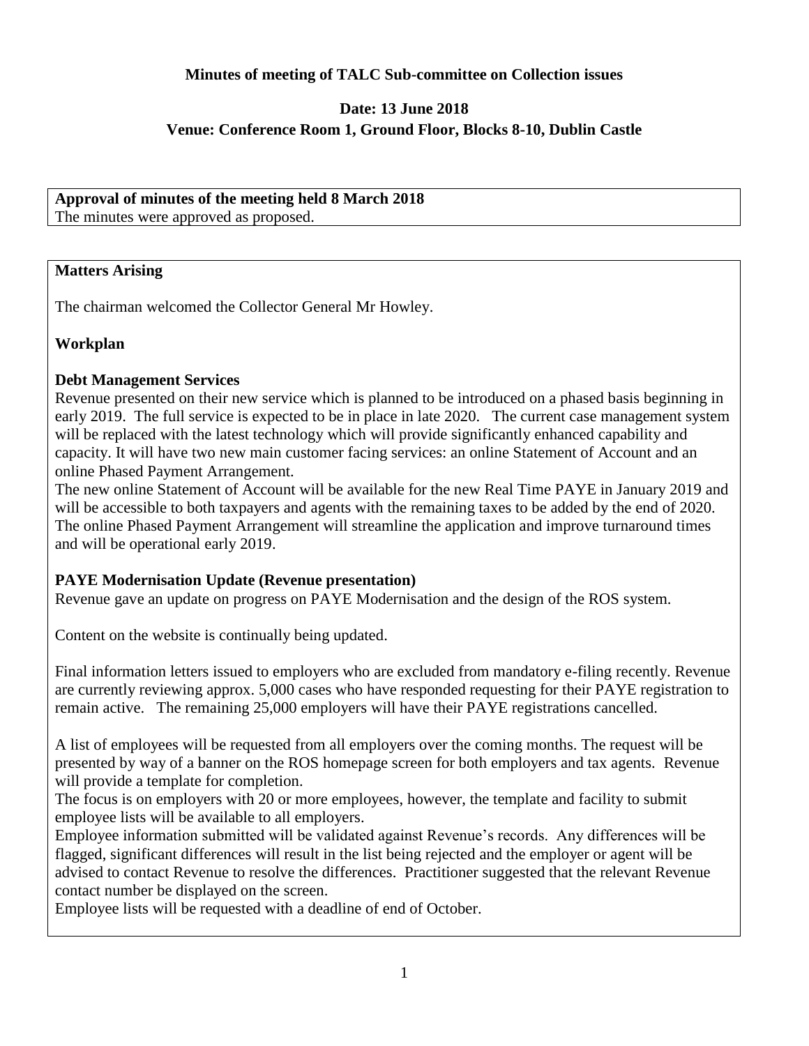**Minutes of meeting of TALC Sub-committee on Collection issues**

**Date: 13 June 2018**

**Venue: Conference Room 1, Ground Floor, Blocks 8-10, Dublin Castle**

**Approval of minutes of the meeting held 8 March 2018**

The minutes were approved as proposed.

**Matters Arising**

The chairman welcomed the Collector General Mr Howley.

**Workplan**

**Debt Management Services**

Revenue presented on their new service which is planned to be introduced on a phased basis beginning in early 2019. The full service is expected to be in place in late 2020. The current case management system will be replaced with the latest technology which will provide significantly enhanced capability and capacity. It will have two new main customer facing services: an online Statement of Account and an online Phased Payment Arrangement.

The new online Statement of Account will be available for the new Real Time PAYE in January 2019 and will be accessible to both taxpayers and agents with the remaining taxes to be added by the end of 2020. The online Phased Payment Arrangement will streamline the application and improve turnaround times and will be operational early 2019.

**PAYE Modernisation Update (Revenue presentation)**

Revenue gave an update on progress on PAYE Modernisation and the design of the ROS system.

Content on the website is continually being updated.

Final information letters issued to employers who are excluded from mandatory e-filing recently. Revenue are currently reviewing approx. 5,000 cases who have responded requesting for their PAYE registration to remain active. The remaining 25,000 employers will have their PAYE registrations cancelled.

A list of employees will be requested from all employers over the coming months. The request will be presented by way of a banner on the ROS homepage screen for both employers and tax agents. Revenue will provide a template for completion.

The focus is on employers with 20 or more employees, however, the template and facility to submit employee lists will be available to all employers.

Employee information submitted will be validated against Revenue's records. Any differences will be flagged, significant differences will result in the list being rejected and the employer or agent will be advised to contact Revenue to resolve the differences. Practitioner suggested that the relevant Revenue contact number be displayed on the screen.

Employee lists will be requested with a deadline of end of October.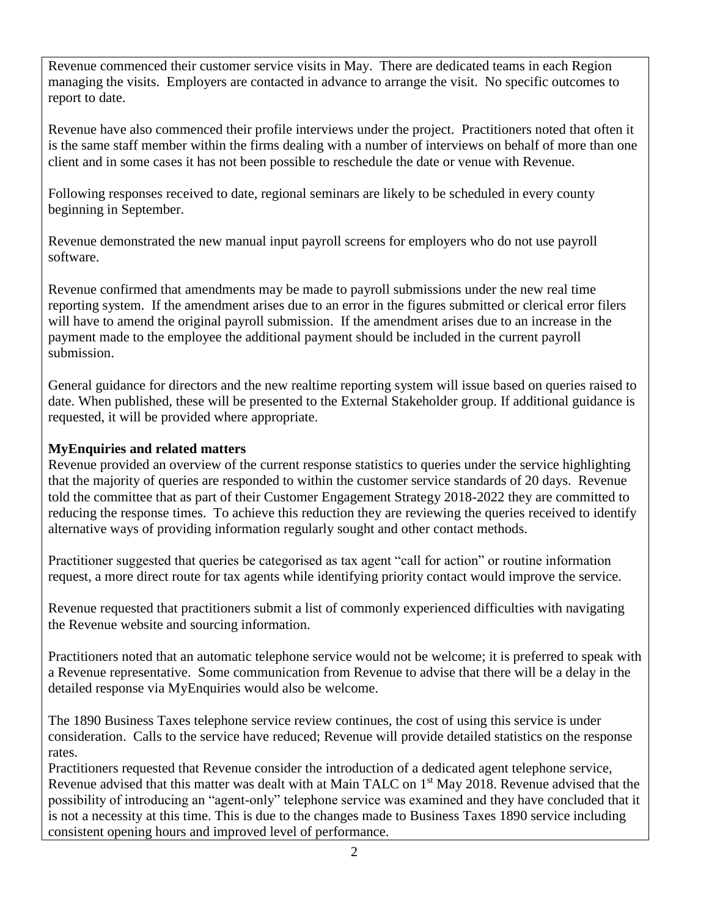Revenue commenced their customer service visits in May. There are dedicated teams in each Region managing the visits. Employers are contacted in advance to arrange the visit. No specific outcomes to report to date.

Revenue have also commenced their profile interviews under the project. Practitioners noted that often it is the same staff member within the firms dealing with a number of interviews on behalf of more than one client and in some cases it has not been possible to reschedule the date or venue with Revenue.

Following responses received to date, regional seminars are likely to be scheduled in every county beginning in September.

Revenue demonstrated the new manual input payroll screens for employers who do not use payroll software.

Revenue confirmed that amendments may be made to payroll submissions under the new real time reporting system. If the amendment arises due to an error in the figures submitted or clerical error filers will have to amend the original payroll submission. If the amendment arises due to an increase in the payment made to the employee the additional payment should be included in the current payroll submission.

General guidance for directors and the new realtime reporting system will issue based on queries raised to date. When published, these will be presented to the External Stakeholder group. If additional guidance is requested, it will be provided where appropriate.

**MyEnquiries and related matters**

Revenue provided an overview of the current response statistics to queries under the service highlighting that the majority of queries are responded to within the customer service standards of 20 days. Revenue told the committee that as part of their Customer Engagement Strategy 2018-2022 they are committed to reducing the response times. To achieve this reduction they are reviewing the queries received to identify alternative ways of providing information regularly sought and other contact methods.

Practitioner suggested that queries be categorised as tax agent "call for action" or routine information request, a more direct route for tax agents while identifying priority contact would improve the service.

Revenue requested that practitioners submit a list of commonly experienced difficulties with navigating the Revenue website and sourcing information.

Practitioners noted that an automatic telephone service would not be welcome; it is preferred to speak with a Revenue representative. Some communication from Revenue to advise that there will be a delay in the detailed response via MyEnquiries would also be welcome.

The 1890 Business Taxes telephone service review continues, the cost of using this service is under consideration. Calls to the service have reduced; Revenue will provide detailed statistics on the response rates.

Practitioners requested that Revenue consider the introduction of a dedicated agent telephone service, Revenue advised that this matter was dealt with at Main TALC on 1st May 2018. Revenue advised that the possibility of introducing an "agent-only" telephone service was examined and they have concluded that it is not a necessity at this time. This is due to the changes made to Business Taxes 1890 service including consistent opening hours and improved level of performance.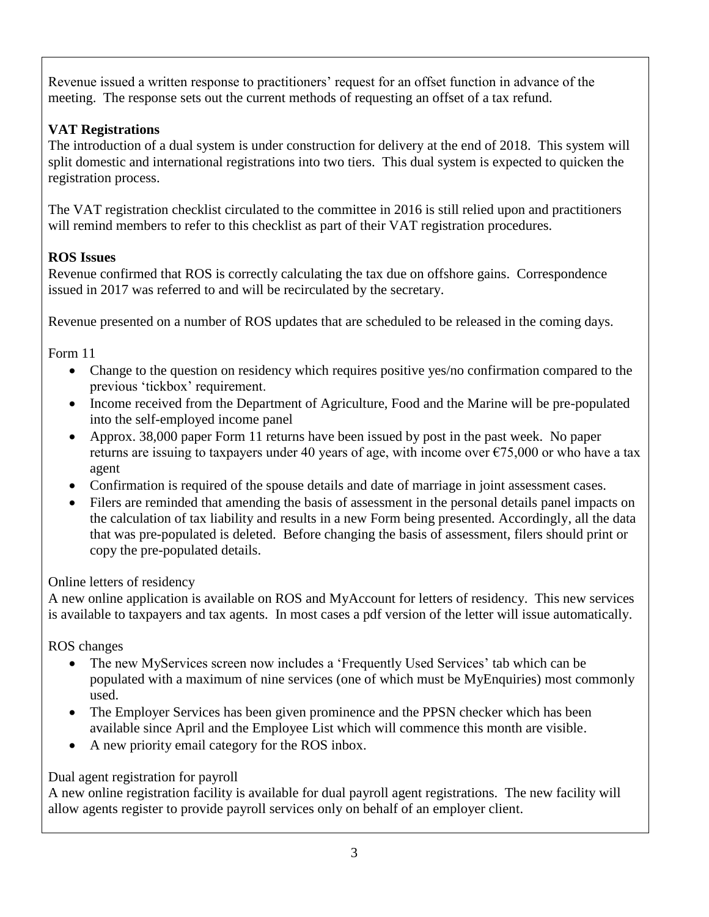Revenue issued a written response to practitioners' request for an offset function in advance of the meeting. The response sets out the current methods of requesting an offset of a tax refund.

**VAT Registrations**

The introduction of a dual system is under construction for delivery at the end of 2018. This system will split domestic and international registrations into two tiers. This dual system is expected to quicken the registration process.

The VAT registration checklist circulated to the committee in 2016 is still relied upon and practitioners will remind members to refer to this checklist as part of their VAT registration procedures.

**ROS Issues**

Revenue confirmed that ROS is correctly calculating the tax due on offshore gains. Correspondence issued in 2017 was referred to and will be recirculated by the secretary.

Revenue presented on a number of ROS updates that are scheduled to be released in the coming days.

Form 11

- Change to the question on residency which requires positive yes/no confirmation compared to the previous 'tickbox' requirement.
- Income received from the Department of Agriculture, Food and the Marine will be pre-populated into the self-employed income panel
- Approx. 38,000 paper Form 11 returns have been issued by post in the past week. No paper returns are issuing to taxpayers under 40 years of age, with income over €75,000 or who have a tax agent
- Confirmation is required of the spouse details and date of marriage in joint assessment cases.
- Filers are reminded that amending the basis of assessment in the personal details panel impacts on the calculation of tax liability and results in a new Form being presented. Accordingly, all the data that was pre-populated is deleted. Before changing the basis of assessment, filers should print or copy the pre-populated details.

Online letters of residency

A new online application is available on ROS and MyAccount for letters of residency. This new services is available to taxpayers and tax agents. In most cases a pdf version of the letter will issue automatically.

ROS changes

- The new MyServices screen now includes a 'Frequently Used Services' tab which can be populated with a maximum of nine services (one of which must be MyEnquiries) most commonly used.
- The Employer Services has been given prominence and the PPSN checker which has been available since April and the Employee List which will commence this month are visible.
- A new priority email category for the ROS inbox.

Dual agent registration for payroll

A new online registration facility is available for dual payroll agent registrations. The new facility will allow agents register to provide payroll services only on behalf of an employer client.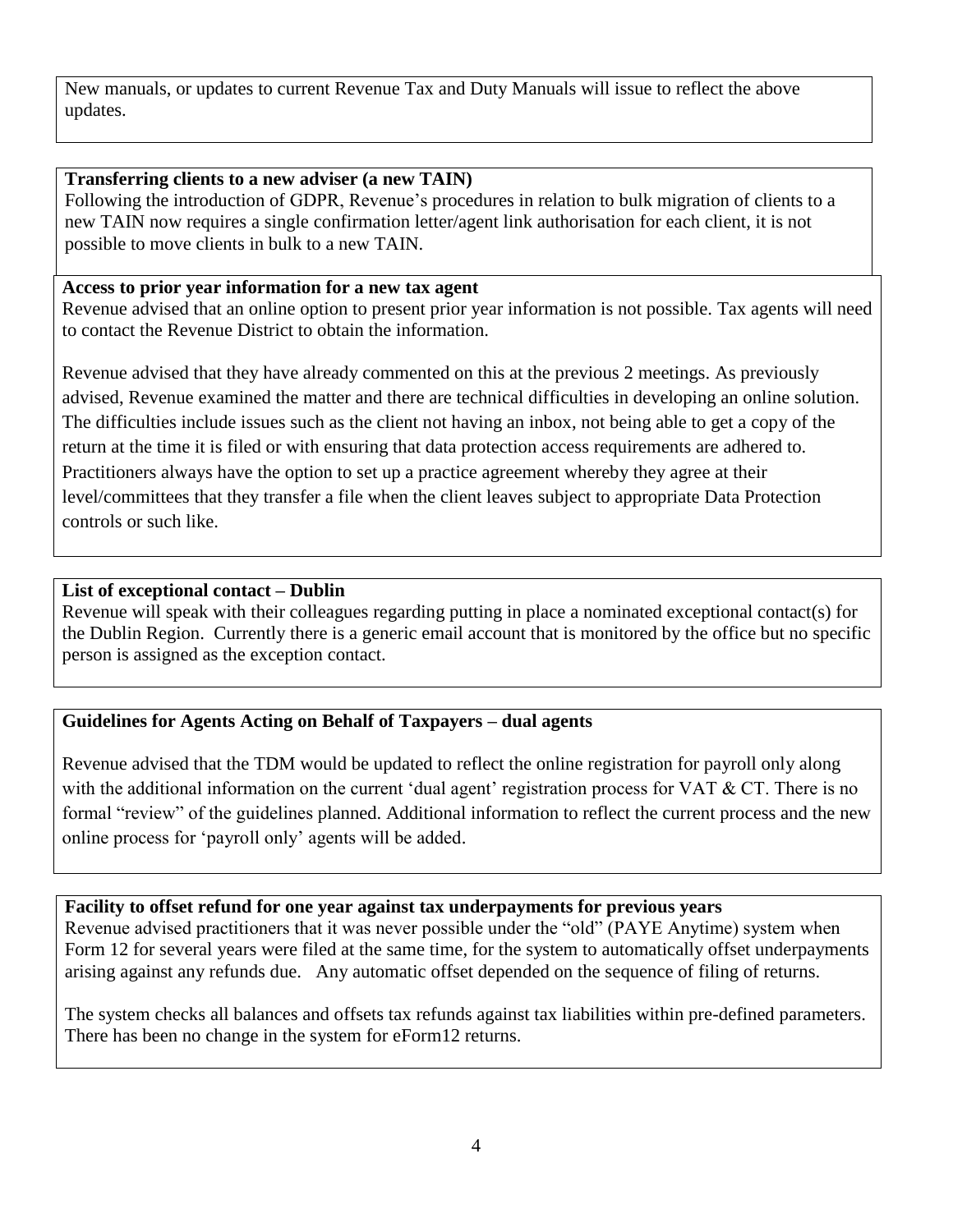New manuals, or updates to current Revenue Tax and Duty Manuals will issue to reflect the above updates.

**Transferring clients to a new adviser (a new TAIN)**

Following the introduction of GDPR, Revenue's procedures in relation to bulk migration of clients to a new TAIN now requires a single confirmation letter/agent link authorisation for each client, it is not possible to move clients in bulk to a new TAIN.

**Access to prior year information for a new tax agent**

Revenue advised that an online option to present prior year information is not possible. Tax agents will need to contact the Revenue District to obtain the information.

Revenue advised that they have already commented on this at the previous 2 meetings. As previously advised, Revenue examined the matter and there are technical difficulties in developing an online solution. The difficulties include issues such as the client not having an inbox, not being able to get a copy of the return at the time it is filed or with ensuring that data protection access requirements are adhered to. Practitioners always have the option to set up a practice agreement whereby they agree at their level/committees that they transfer a file when the client leaves subject to appropriate Data Protection controls or such like.

**List of exceptional contact – Dublin**

Revenue will speak with their colleagues regarding putting in place a nominated exceptional contact(s) for the Dublin Region. Currently there is a generic email account that is monitored by the office but no specific person is assigned as the exception contact.

**Guidelines for Agents Acting on Behalf of Taxpayers – dual agents**

Revenue advised that the TDM would be updated to reflect the online registration for payroll only along with the additional information on the current 'dual agent' registration process for VAT & CT. There is no formal "review" of the guidelines planned. Additional information to reflect the current process and the new online process for 'payroll only' agents will be added.

**Facility to offset refund for one year against tax underpayments for previous years**

Revenue advised practitioners that it was never possible under the "old" (PAYE Anytime) system when Form 12 for several years were filed at the same time, for the system to automatically offset underpayments arising against any refunds due. Any automatic offset depended on the sequence of filing of returns.

The system checks all balances and offsets tax refunds against tax liabilities within pre-defined parameters. There has been no change in the system for eForm12 returns.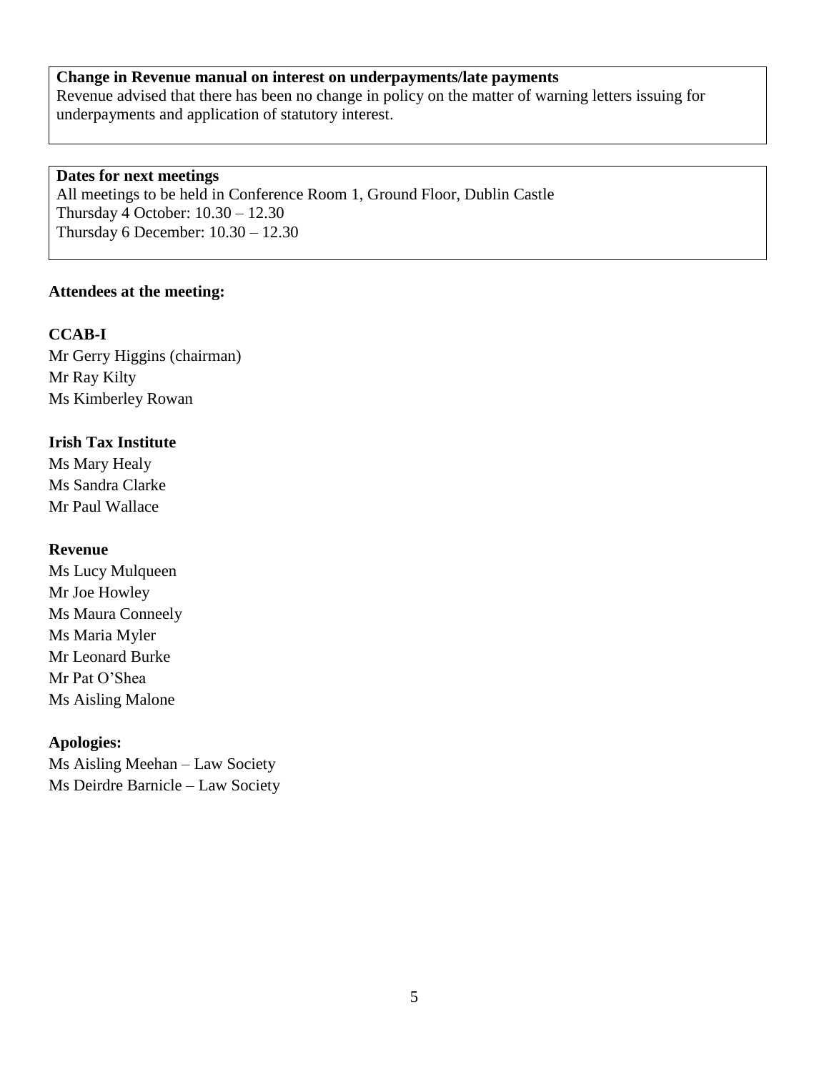**Change in Revenue manual on interest on underpayments/late payments**

Revenue advised that there has been no change in policy on the matter of warning letters issuing for underpayments and application of statutory interest.

**Dates for next meetings**

All meetings to be held in Conference Room 1, Ground Floor, Dublin Castle
Thursday 4 October: 10.30 – 12.30
Thursday 6 December: 10.30 – 12.30

**Attendees at the meeting:**

**CCAB-I**

Mr Gerry Higgins (chairman)
Mr Ray Kilty
Ms Kimberley Rowan

**Irish Tax Institute**

Ms Mary Healy
Ms Sandra Clarke
Mr Paul Wallace

**Revenue**

Ms Lucy Mulqueen
Mr Joe Howley
Ms Maura Conneely
Ms Maria Myler
Mr Leonard Burke
Mr Pat O'Shea
Ms Aisling Malone

**Apologies:**

Ms Aisling Meehan – Law Society
Ms Deirdre Barnicle – Law Society